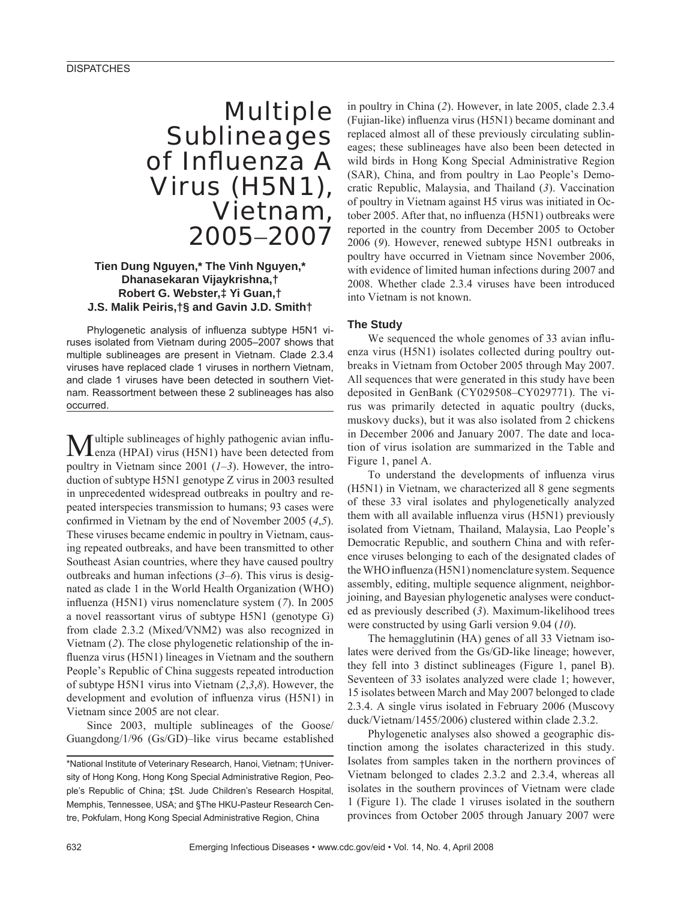DISPATCHES

# Multiple Sublineages of Influenza A Virus (H5N1), Vietnam, 2005–2007

**Tien Dung Nguyen,* The Vinh Nguyen,* Dhanasekaran Vijaykrishna,† Robert G. Webster,‡ Yi Guan,† J.S. Malik Peiris,†§ and Gavin J.D. Smith†**

Phylogenetic analysis of influenza subtype H5N1 viruses isolated from Vietnam during 2005–2007 shows that multiple sublineages are present in Vietnam. Clade 2.3.4 viruses have replaced clade 1 viruses in northern Vietnam, and clade 1 viruses have been detected in southern Vietnam. Reassortment between these 2 sublineages has also occurred.

Multiple sublineages of highly pathogenic avian influenza (HPAI) virus (H5N1) have been detected from poultry in Vietnam since 2001 (*1–3*). However, the introduction of subtype H5N1 genotype Z virus in 2003 resulted in unprecedented widespread outbreaks in poultry and repeated interspecies transmission to humans; 93 cases were confirmed in Vietnam by the end of November 2005 (*4*,*5*). These viruses became endemic in poultry in Vietnam, causing repeated outbreaks, and have been transmitted to other Southeast Asian countries, where they have caused poultry outbreaks and human infections (*3–6*). This virus is designated as clade 1 in the World Health Organization (WHO) influenza (H5N1) virus nomenclature system (*7*). In 2005 a novel reassortant virus of subtype H5N1 (genotype G) from clade 2.3.2 (Mixed/VNM2) was also recognized in Vietnam (*2*). The close phylogenetic relationship of the influenza virus (H5N1) lineages in Vietnam and the southern People's Republic of China suggests repeated introduction of subtype H5N1 virus into Vietnam (*2*,*3*,*8*). However, the development and evolution of influenza virus (H5N1) in Vietnam since 2005 are not clear.

Since 2003, multiple sublineages of the Goose/Guangdong/1/96 (Gs/GD)–like virus became established in poultry in China (*2*). However, in late 2005, clade 2.3.4 (Fujian-like) influenza virus (H5N1) became dominant and replaced almost all of these previously circulating sublineages; these sublineages have also been been detected in wild birds in Hong Kong Special Administrative Region (SAR), China, and from poultry in Lao People's Democratic Republic, Malaysia, and Thailand (*3*). Vaccination of poultry in Vietnam against H5 virus was initiated in October 2005. After that, no influenza (H5N1) outbreaks were reported in the country from December 2005 to October 2006 (*9*). However, renewed subtype H5N1 outbreaks in poultry have occurred in Vietnam since November 2006, with evidence of limited human infections during 2007 and 2008. Whether clade 2.3.4 viruses have been introduced into Vietnam is not known.

*National Institute of Veterinary Research, Hanoi, Vietnam; †University of Hong Kong, Hong Kong Special Administrative Region, People's Republic of China; ‡St. Jude Children's Research Hospital, Memphis, Tennessee, USA; and §The HKU-Pasteur Research Centre, Pokfulam, Hong Kong Special Administrative Region, China

## The Study

We sequenced the whole genomes of 33 avian influenza virus (H5N1) isolates collected during poultry outbreaks in Vietnam from October 2005 through May 2007. All sequences that were generated in this study have been deposited in GenBank (CY029508–CY029771). The virus was primarily detected in aquatic poultry (ducks, muskovy ducks), but it was also isolated from 2 chickens in December 2006 and January 2007. The date and location of virus isolation are summarized in the Table and Figure 1, panel A.

To understand the developments of influenza virus (H5N1) in Vietnam, we characterized all 8 gene segments of these 33 viral isolates and phylogenetically analyzed them with all available influenza virus (H5N1) previously isolated from Vietnam, Thailand, Malaysia, Lao People's Democratic Republic, and southern China and with reference viruses belonging to each of the designated clades of the WHO influenza (H5N1) nomenclature system. Sequence assembly, editing, multiple sequence alignment, neighbor-joining, and Bayesian phylogenetic analyses were conducted as previously described (*3*). Maximum-likelihood trees were constructed by using Garli version 9.04 (*10*).

The hemagglutinin (HA) genes of all 33 Vietnam isolates were derived from the Gs/GD-like lineage; however, they fell into 3 distinct sublineages (Figure 1, panel B). Seventeen of 33 isolates analyzed were clade 1; however, 15 isolates between March and May 2007 belonged to clade 2.3.4. A single virus isolated in February 2006 (Muscovy duck/Vietnam/1455/2006) clustered within clade 2.3.2.

Phylogenetic analyses also showed a geographic distinction among the isolates characterized in this study. Isolates from samples taken in the northern provinces of Vietnam belonged to clades 2.3.2 and 2.3.4, whereas all isolates in the southern provinces of Vietnam were clade 1 (Figure 1). The clade 1 viruses isolated in the southern provinces from October 2005 through January 2007 were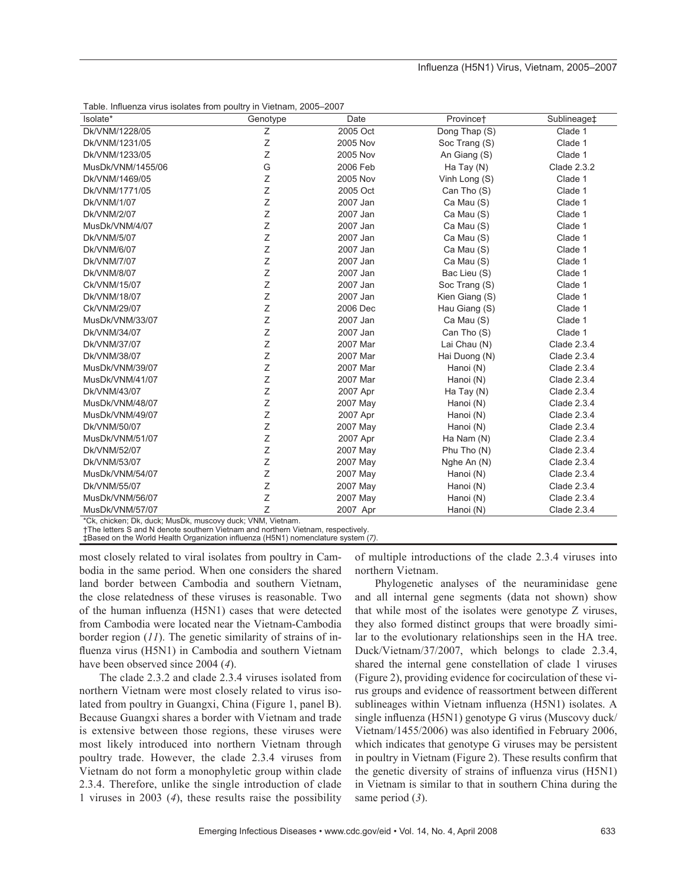Table. Influenza virus isolates from poultry in Vietnam, 2005–2007

| Isolate* | Genotype | Date | Province† | Sublineage‡ |
|---|---|---|---|---|
| Dk/VNM/1228/05 | Z | 2005 Oct | Dong Thap (S) | Clade 1 |
| Dk/VNM/1231/05 | Z | 2005 Nov | Soc Trang (S) | Clade 1 |
| Dk/VNM/1233/05 | Z | 2005 Nov | An Giang (S) | Clade 1 |
| MusDk/VNM/1455/06 | G | 2006 Feb | Ha Tay (N) | Clade 2.3.2 |
| Dk/VNM/1469/05 | Z | 2005 Nov | Vinh Long (S) | Clade 1 |
| Dk/VNM/1771/05 | Z | 2005 Oct | Can Tho (S) | Clade 1 |
| Dk/VNM/1/07 | Z | 2007 Jan | Ca Mau (S) | Clade 1 |
| Dk/VNM/2/07 | Z | 2007 Jan | Ca Mau (S) | Clade 1 |
| MusDk/VNM/4/07 | Z | 2007 Jan | Ca Mau (S) | Clade 1 |
| Dk/VNM/5/07 | Z | 2007 Jan | Ca Mau (S) | Clade 1 |
| Dk/VNM/6/07 | Z | 2007 Jan | Ca Mau (S) | Clade 1 |
| Dk/VNM/7/07 | Z | 2007 Jan | Ca Mau (S) | Clade 1 |
| Dk/VNM/8/07 | Z | 2007 Jan | Bac Lieu (S) | Clade 1 |
| Ck/VNM/15/07 | Z | 2007 Jan | Soc Trang (S) | Clade 1 |
| Dk/VNM/18/07 | Z | 2007 Jan | Kien Giang (S) | Clade 1 |
| Ck/VNM/29/07 | Z | 2006 Dec | Hau Giang (S) | Clade 1 |
| MusDk/VNM/33/07 | Z | 2007 Jan | Ca Mau (S) | Clade 1 |
| Dk/VNM/34/07 | Z | 2007 Jan | Can Tho (S) | Clade 1 |
| Dk/VNM/37/07 | Z | 2007 Mar | Lai Chau (N) | Clade 2.3.4 |
| Dk/VNM/38/07 | Z | 2007 Mar | Hai Duong (N) | Clade 2.3.4 |
| MusDk/VNM/39/07 | Z | 2007 Mar | Hanoi (N) | Clade 2.3.4 |
| MusDk/VNM/41/07 | Z | 2007 Mar | Hanoi (N) | Clade 2.3.4 |
| Dk/VNM/43/07 | Z | 2007 Apr | Ha Tay (N) | Clade 2.3.4 |
| MusDk/VNM/48/07 | Z | 2007 May | Hanoi (N) | Clade 2.3.4 |
| MusDk/VNM/49/07 | Z | 2007 Apr | Hanoi (N) | Clade 2.3.4 |
| Dk/VNM/50/07 | Z | 2007 May | Hanoi (N) | Clade 2.3.4 |
| MusDk/VNM/51/07 | Z | 2007 Apr | Ha Nam (N) | Clade 2.3.4 |
| Dk/VNM/52/07 | Z | 2007 May | Phu Tho (N) | Clade 2.3.4 |
| Dk/VNM/53/07 | Z | 2007 May | Nghe An (N) | Clade 2.3.4 |
| MusDk/VNM/54/07 | Z | 2007 May | Hanoi (N) | Clade 2.3.4 |
| Dk/VNM/55/07 | Z | 2007 May | Hanoi (N) | Clade 2.3.4 |
| MusDk/VNM/56/07 | Z | 2007 May | Hanoi (N) | Clade 2.3.4 |
| MusDk/VNM/57/07 | Z | 2007 Apr | Hanoi (N) | Clade 2.3.4 |

*Ck, chicken; Dk, duck; MusDk, muscovy duck; VNM, Vietnam.
†The letters S and N denote southern Vietnam and northern Vietnam, respectively.
‡Based on the World Health Organization influenza (H5N1) nomenclature system (*7*).

most closely related to viral isolates from poultry in Cambodia in the same period. When one considers the shared land border between Cambodia and southern Vietnam, the close relatedness of these viruses is reasonable. Two of the human influenza (H5N1) cases that were detected from Cambodia were located near the Vietnam-Cambodia border region (*11*). The genetic similarity of strains of influenza virus (H5N1) in Cambodia and southern Vietnam have been observed since 2004 (*4*).

The clade 2.3.2 and clade 2.3.4 viruses isolated from northern Vietnam were most closely related to virus isolated from poultry in Guangxi, China (Figure 1, panel B). Because Guangxi shares a border with Vietnam and trade is extensive between those regions, these viruses were most likely introduced into northern Vietnam through poultry trade. However, the clade 2.3.4 viruses from Vietnam do not form a monophyletic group within clade 2.3.4. Therefore, unlike the single introduction of clade 1 viruses in 2003 (*4*), these results raise the possibility of multiple introductions of the clade 2.3.4 viruses into northern Vietnam.

Phylogenetic analyses of the neuraminidase gene and all internal gene segments (data not shown) show that while most of the isolates were genotype Z viruses, they also formed distinct groups that were broadly similar to the evolutionary relationships seen in the HA tree. Duck/Vietnam/37/2007, which belongs to clade 2.3.4, shared the internal gene constellation of clade 1 viruses (Figure 2), providing evidence for cocirculation of these virus groups and evidence of reassortment between different sublineages within Vietnam influenza (H5N1) isolates. A single influenza (H5N1) genotype G virus (Muscovy duck/Vietnam/1455/2006) was also identified in February 2006, which indicates that genotype G viruses may be persistent in poultry in Vietnam (Figure 2). These results confirm that the genetic diversity of strains of influenza virus (H5N1) in Vietnam is similar to that in southern China during the same period (*3*).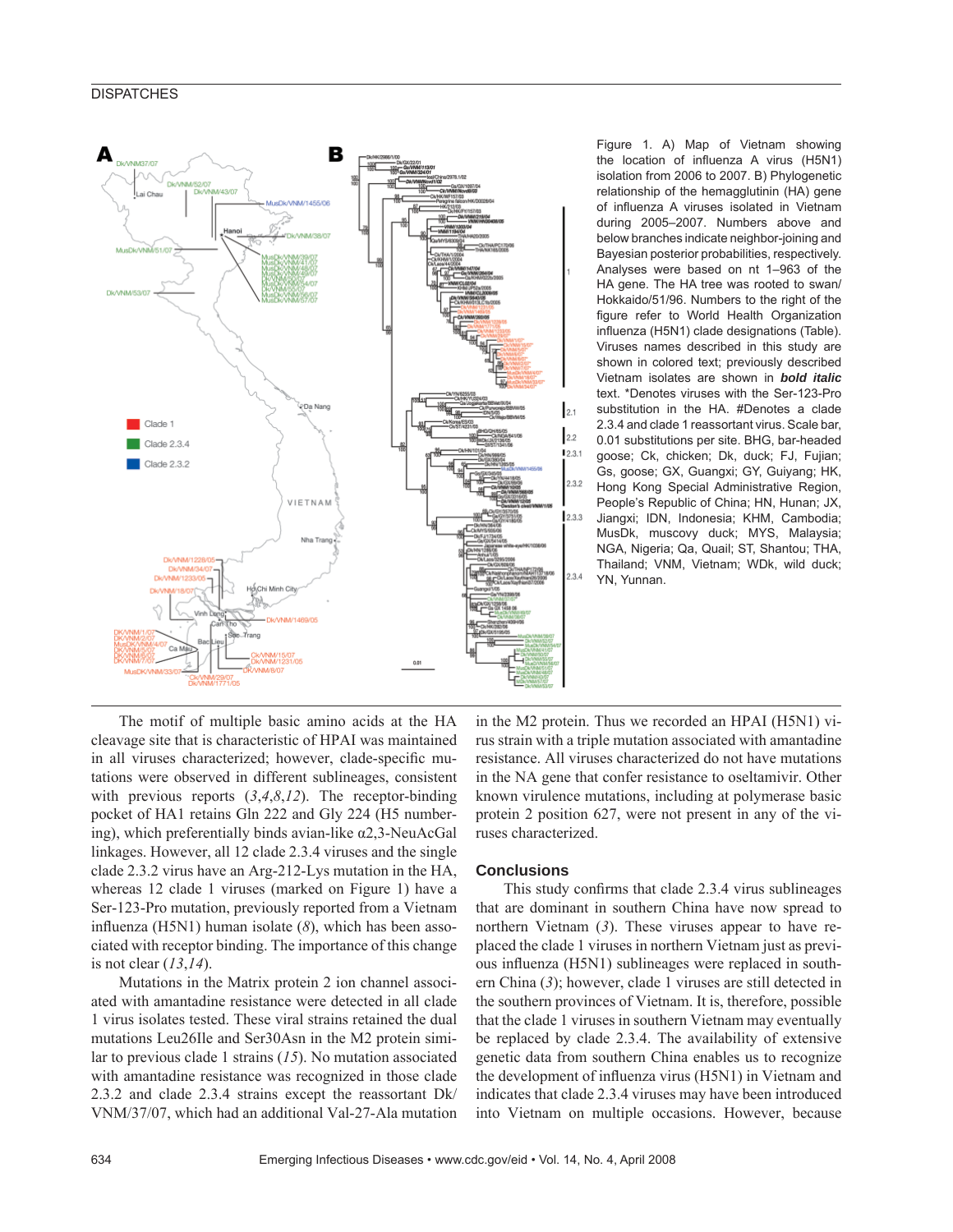Figure 1. A) Map of Vietnam showing the location of influenza A virus (H5N1) isolation from 2006 to 2007. B) Phylogenetic relationship of the hemagglutinin (HA) gene of influenza A viruses isolated in Vietnam during 2005–2007. Numbers above and below branches indicate neighbor-joining and Bayesian posterior probabilities, respectively. Analyses were based on nt 1–963 of the HA gene. The HA tree was rooted to swan/Hokkaido/51/96. Numbers to the right of the figure refer to World Health Organization influenza (H5N1) clade designations (Table). Viruses names described in this study are shown in colored text; previously described Vietnam isolates are shown in ***bold italic*** text. *Denotes viruses with the Ser-123-Pro substitution in the HA. #Denotes a clade 2.3.4 and clade 1 reassortant virus. Scale bar, 0.01 substitutions per site. BHG, bar-headed goose; Ck, chicken; Dk, duck; FJ, Fujian; Gs, goose; GX, Guangxi; GY, Guiyang; HK, Hong Kong Special Administrative Region, People's Republic of China; HN, Hunan; JX, Jiangxi; IDN, Indonesia; KHM, Cambodia; MusDk, muscovy duck; MYS, Malaysia; NGA, Nigeria; Qa, Quail; ST, Shantou; THA, Thailand; VNM, Vietnam; WDk, wild duck; YN, Yunnan.

The motif of multiple basic amino acids at the HA cleavage site that is characteristic of HPAI was maintained in all viruses characterized; however, clade-specific mutations were observed in different sublineages, consistent with previous reports (*3*,*4*,*8*,*12*). The receptor-binding pocket of HA1 retains Gln 222 and Gly 224 (H5 numbering), which preferentially binds avian-like α2,3-NeuAcGal linkages. However, all 12 clade 2.3.4 viruses and the single clade 2.3.2 virus have an Arg-212-Lys mutation in the HA, whereas 12 clade 1 viruses (marked on Figure 1) have a Ser-123-Pro mutation, previously reported from a Vietnam influenza (H5N1) human isolate (*8*), which has been associated with receptor binding. The importance of this change is not clear (*13*,*14*).

Mutations in the Matrix protein 2 ion channel associated with amantadine resistance were detected in all clade 1 virus isolates tested. These viral strains retained the dual mutations Leu26Ile and Ser30Asn in the M2 protein similar to previous clade 1 strains (*15*). No mutation associated with amantadine resistance was recognized in those clade 2.3.2 and clade 2.3.4 strains except the reassortant Dk/VNM/37/07, which had an additional Val-27-Ala mutation in the M2 protein. Thus we recorded an HPAI (H5N1) virus strain with a triple mutation associated with amantadine resistance. All viruses characterized do not have mutations in the NA gene that confer resistance to oseltamivir. Other known virulence mutations, including at polymerase basic protein 2 position 627, were not present in any of the viruses characterized.

## Conclusions

This study confirms that clade 2.3.4 virus sublineages that are dominant in southern China have now spread to northern Vietnam (*3*). These viruses appear to have replaced the clade 1 viruses in northern Vietnam just as previous influenza (H5N1) sublineages were replaced in southern China (*3*); however, clade 1 viruses are still detected in the southern provinces of Vietnam. It is, therefore, possible that the clade 1 viruses in southern Vietnam may eventually be replaced by clade 2.3.4. The availability of extensive genetic data from southern China enables us to recognize the development of influenza virus (H5N1) in Vietnam and indicates that clade 2.3.4 viruses may have been introduced into Vietnam on multiple occasions. However, because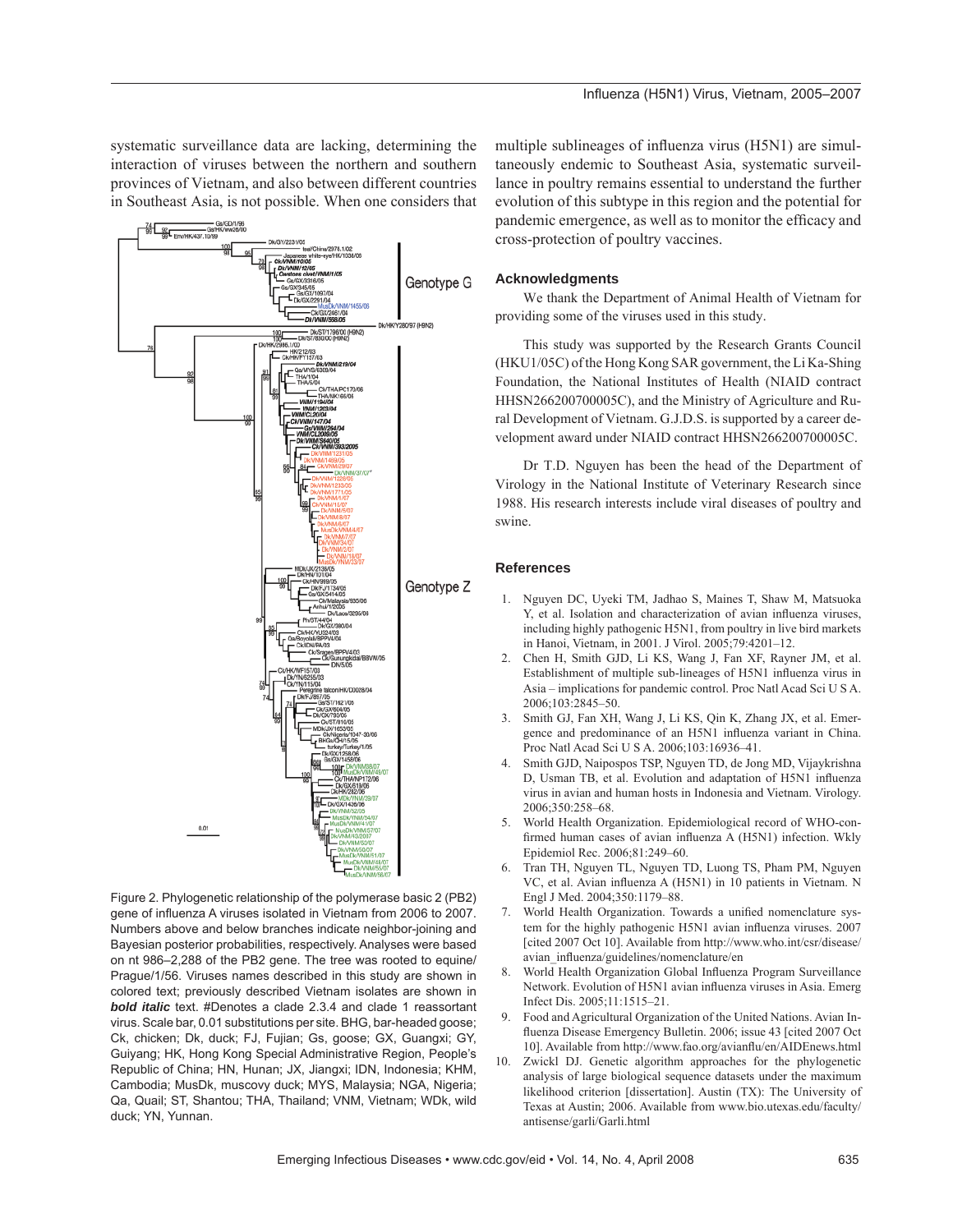systematic surveillance data are lacking, determining the interaction of viruses between the northern and southern provinces of Vietnam, and also between different countries in Southeast Asia, is not possible. When one considers that multiple sublineages of influenza virus (H5N1) are simultaneously endemic to Southeast Asia, systematic surveillance in poultry remains essential to understand the further evolution of this subtype in this region and the potential for pandemic emergence, as well as to monitor the efficacy and cross-protection of poultry vaccines.

Figure 2. Phylogenetic relationship of the polymerase basic 2 (PB2) gene of influenza A viruses isolated in Vietnam from 2006 to 2007. Numbers above and below branches indicate neighbor-joining and Bayesian posterior probabilities, respectively. Analyses were based on nt 986–2,288 of the PB2 gene. The tree was rooted to equine/Prague/1/56. Viruses names described in this study are shown in colored text; previously described Vietnam isolates are shown in ***bold italic*** text. #Denotes a clade 2.3.4 and clade 1 reassortant virus. Scale bar, 0.01 substitutions per site. BHG, bar-headed goose; Ck, chicken; Dk, duck; FJ, Fujian; Gs, goose; GX, Guangxi; GY, Guiyang; HK, Hong Kong Special Administrative Region, People's Republic of China; HN, Hunan; JX, Jiangxi; IDN, Indonesia; KHM, Cambodia; MusDk, muscovy duck; MYS, Malaysia; NGA, Nigeria; Qa, Quail; ST, Shantou; THA, Thailand; VNM, Vietnam; WDk, wild duck; YN, Yunnan.

## Acknowledgments

We thank the Department of Animal Health of Vietnam for providing some of the viruses used in this study.

This study was supported by the Research Grants Council (HKU1/05C) of the Hong Kong SAR government, the Li Ka-Shing Foundation, the National Institutes of Health (NIAID contract HHSN266200700005C), and the Ministry of Agriculture and Rural Development of Vietnam. G.J.D.S. is supported by a career development award under NIAID contract HHSN266200700005C.

Dr T.D. Nguyen has been the head of the Department of Virology in the National Institute of Veterinary Research since 1988. His research interests include viral diseases of poultry and swine.

## References

1. Nguyen DC, Uyeki TM, Jadhao S, Maines T, Shaw M, Matsuoka Y, et al. Isolation and characterization of avian influenza viruses, including highly pathogenic H5N1, from poultry in live bird markets in Hanoi, Vietnam, in 2001. J Virol. 2005;79:4201–12.
2. Chen H, Smith GJD, Li KS, Wang J, Fan XF, Rayner JM, et al. Establishment of multiple sub-lineages of H5N1 influenza virus in Asia – implications for pandemic control. Proc Natl Acad Sci U S A. 2006;103:2845–50.
3. Smith GJ, Fan XH, Wang J, Li KS, Qin K, Zhang JX, et al. Emergence and predominance of an H5N1 influenza variant in China. Proc Natl Acad Sci U S A. 2006;103:16936–41.
4. Smith GJD, Naipospos TSP, Nguyen TD, de Jong MD, Vijaykrishna D, Usman TB, et al. Evolution and adaptation of H5N1 influenza virus in avian and human hosts in Indonesia and Vietnam. Virology. 2006;350:258–68.
5. World Health Organization. Epidemiological record of WHO-confirmed human cases of avian influenza A (H5N1) infection. Wkly Epidemiol Rec. 2006;81:249–60.
6. Tran TH, Nguyen TL, Nguyen TD, Luong TS, Pham PM, Nguyen VC, et al. Avian influenza A (H5N1) in 10 patients in Vietnam. N Engl J Med. 2004;350:1179–88.
7. World Health Organization. Towards a unified nomenclature system for the highly pathogenic H5N1 avian influenza viruses. 2007 [cited 2007 Oct 10]. Available from http://www.who.int/csr/disease/avian_influenza/guidelines/nomenclature/en
8. World Health Organization Global Influenza Program Surveillance Network. Evolution of H5N1 avian influenza viruses in Asia. Emerg Infect Dis. 2005;11:1515–21.
9. Food and Agricultural Organization of the United Nations. Avian Influenza Disease Emergency Bulletin. 2006; issue 43 [cited 2007 Oct 10]. Available from http://www.fao.org/avianflu/en/AIDEnews.html
10. Zwickl DJ. Genetic algorithm approaches for the phylogenetic analysis of large biological sequence datasets under the maximum likelihood criterion [dissertation]. Austin (TX): The University of Texas at Austin; 2006. Available from www.bio.utexas.edu/faculty/antisense/garli/Garli.html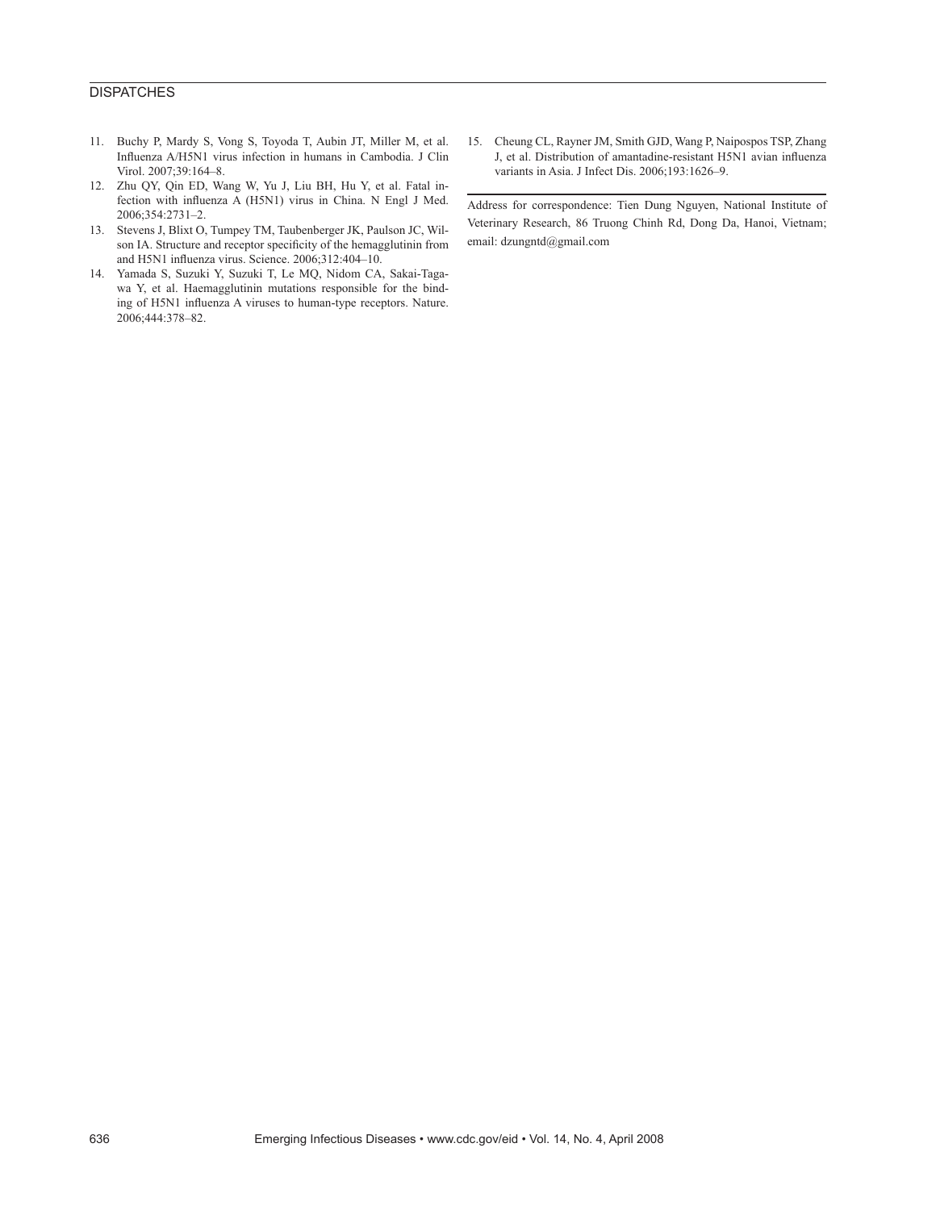11. Buchy P, Mardy S, Vong S, Toyoda T, Aubin JT, Miller M, et al. Influenza A/H5N1 virus infection in humans in Cambodia. J Clin Virol. 2007;39:164–8.
12. Zhu QY, Qin ED, Wang W, Yu J, Liu BH, Hu Y, et al. Fatal infection with influenza A (H5N1) virus in China. N Engl J Med. 2006;354:2731–2.
13. Stevens J, Blixt O, Tumpey TM, Taubenberger JK, Paulson JC, Wilson IA. Structure and receptor specificity of the hemagglutinin from and H5N1 influenza virus. Science. 2006;312:404–10.
14. Yamada S, Suzuki Y, Suzuki T, Le MQ, Nidom CA, Sakai-Tagawa Y, et al. Haemagglutinin mutations responsible for the binding of H5N1 influenza A viruses to human-type receptors. Nature. 2006;444:378–82.
15. Cheung CL, Rayner JM, Smith GJD, Wang P, Naipospos TSP, Zhang J, et al. Distribution of amantadine-resistant H5N1 avian influenza variants in Asia. J Infect Dis. 2006;193:1626–9.

Address for correspondence: Tien Dung Nguyen, National Institute of Veterinary Research, 86 Truong Chinh Rd, Dong Da, Hanoi, Vietnam; email: dzungntd@gmail.com